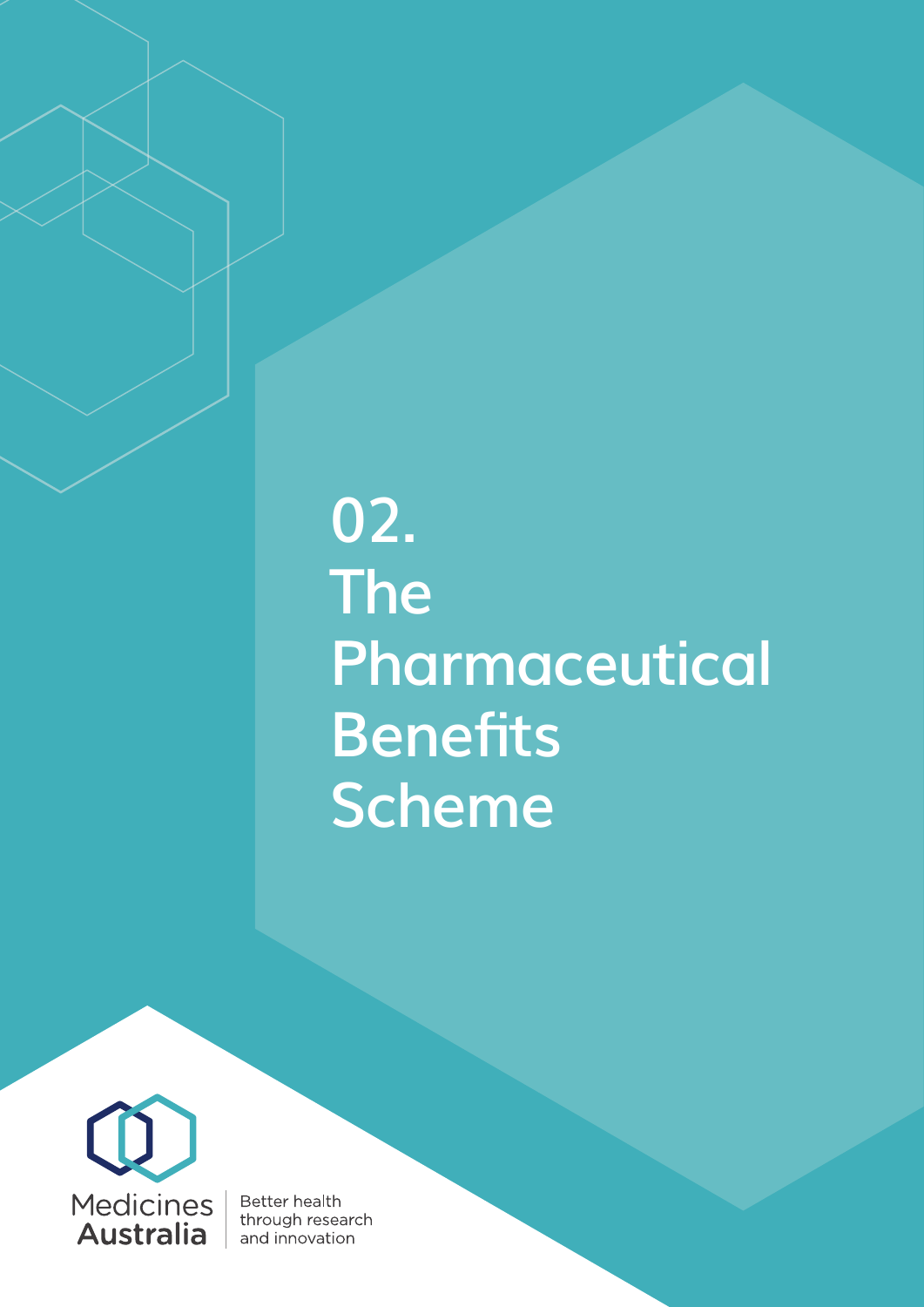# 02. The Pharmaceutical Benefits Scheme

Medicines Australia

Better health through research and innovation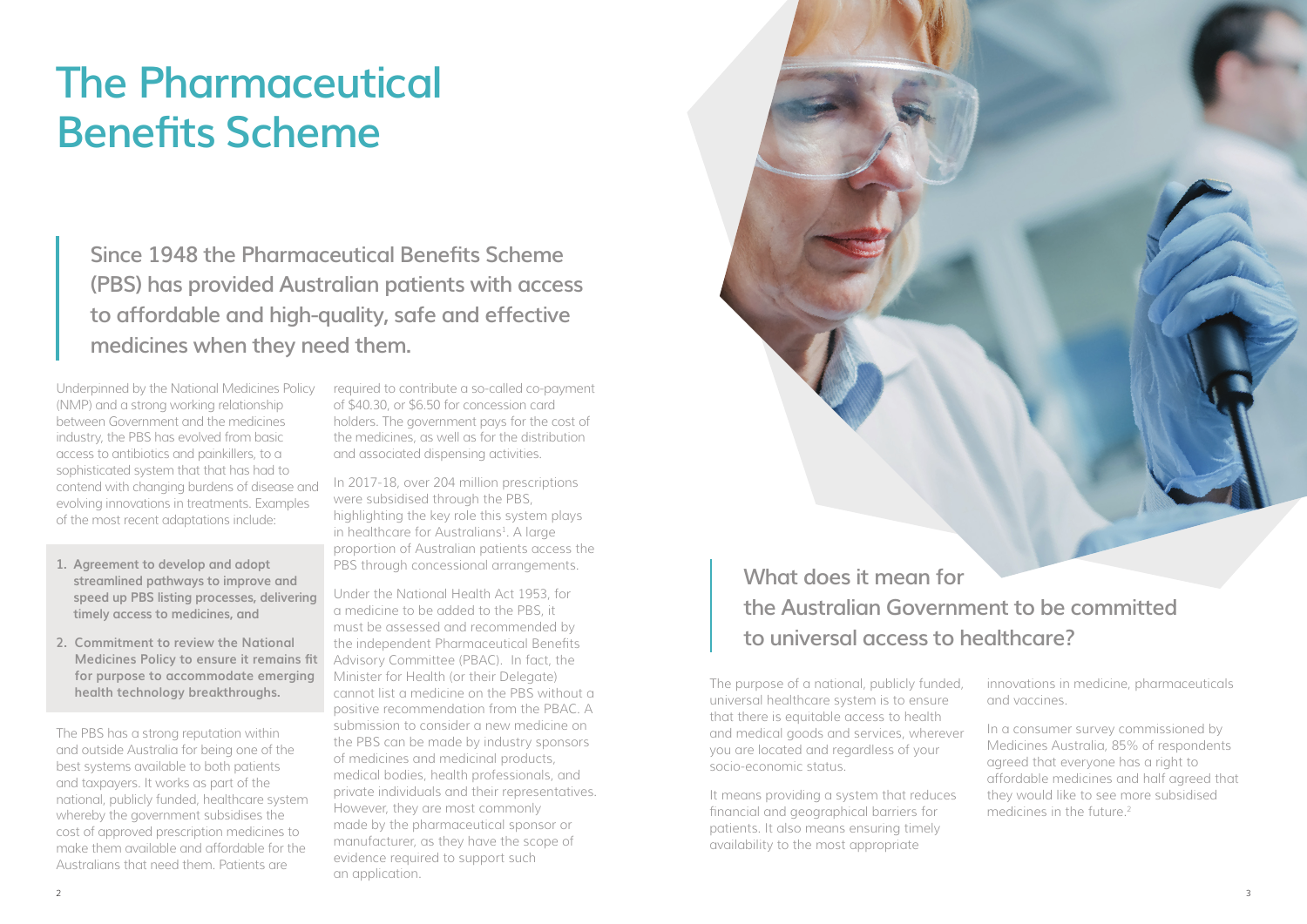# The Pharmaceutical Benefits Scheme

**Since 1948 the Pharmaceutical Benefits Scheme (PBS) has provided Australian patients with access to affordable and high-quality, safe and effective medicines when they need them.**

Underpinned by the National Medicines Policy (NMP) and a strong working relationship between Government and the medicines industry, the PBS has evolved from basic access to antibiotics and painkillers, to a sophisticated system that that has had to contend with changing burdens of disease and evolving innovations in treatments. Examples of the most recent adaptations include:

1. **Agreement to develop and adopt streamlined pathways to improve and speed up PBS listing processes, delivering timely access to medicines, and**
2. **Commitment to review the National Medicines Policy to ensure it remains fit for purpose to accommodate emerging health technology breakthroughs.**

The PBS has a strong reputation within and outside Australia for being one of the best systems available to both patients and taxpayers. It works as part of the national, publicly funded, healthcare system whereby the government subsidises the cost of approved prescription medicines to make them available and affordable for the Australians that need them. Patients are required to contribute a so-called co-payment of $40.30, or $6.50 for concession card holders. The government pays for the cost of the medicines, as well as for the distribution and associated dispensing activities.

In 2017-18, over 204 million prescriptions were subsidised through the PBS, highlighting the key role this system plays in healthcare for Australians[1]. A large proportion of Australian patients access the PBS through concessional arrangements.

Under the National Health Act 1953, for a medicine to be added to the PBS, it must be assessed and recommended by the independent Pharmaceutical Benefits Advisory Committee (PBAC). In fact, the Minister for Health (or their Delegate) cannot list a medicine on the PBS without a positive recommendation from the PBAC. A submission to consider a new medicine on the PBS can be made by industry sponsors of medicines and medicinal products, medical bodies, health professionals, and private individuals and their representatives. However, they are most commonly made by the pharmaceutical sponsor or manufacturer, as they have the scope of evidence required to support such an application.

## What does it mean for the Australian Government to be committed to universal access to healthcare?

The purpose of a national, publicly funded, universal healthcare system is to ensure that there is equitable access to health and medical goods and services, wherever you are located and regardless of your socio-economic status.

It means providing a system that reduces financial and geographical barriers for patients. It also means ensuring timely availability to the most appropriate innovations in medicine, pharmaceuticals and vaccines.

In a consumer survey commissioned by Medicines Australia, 85% of respondents agreed that everyone has a right to affordable medicines and half agreed that they would like to see more subsidised medicines in the future.[2]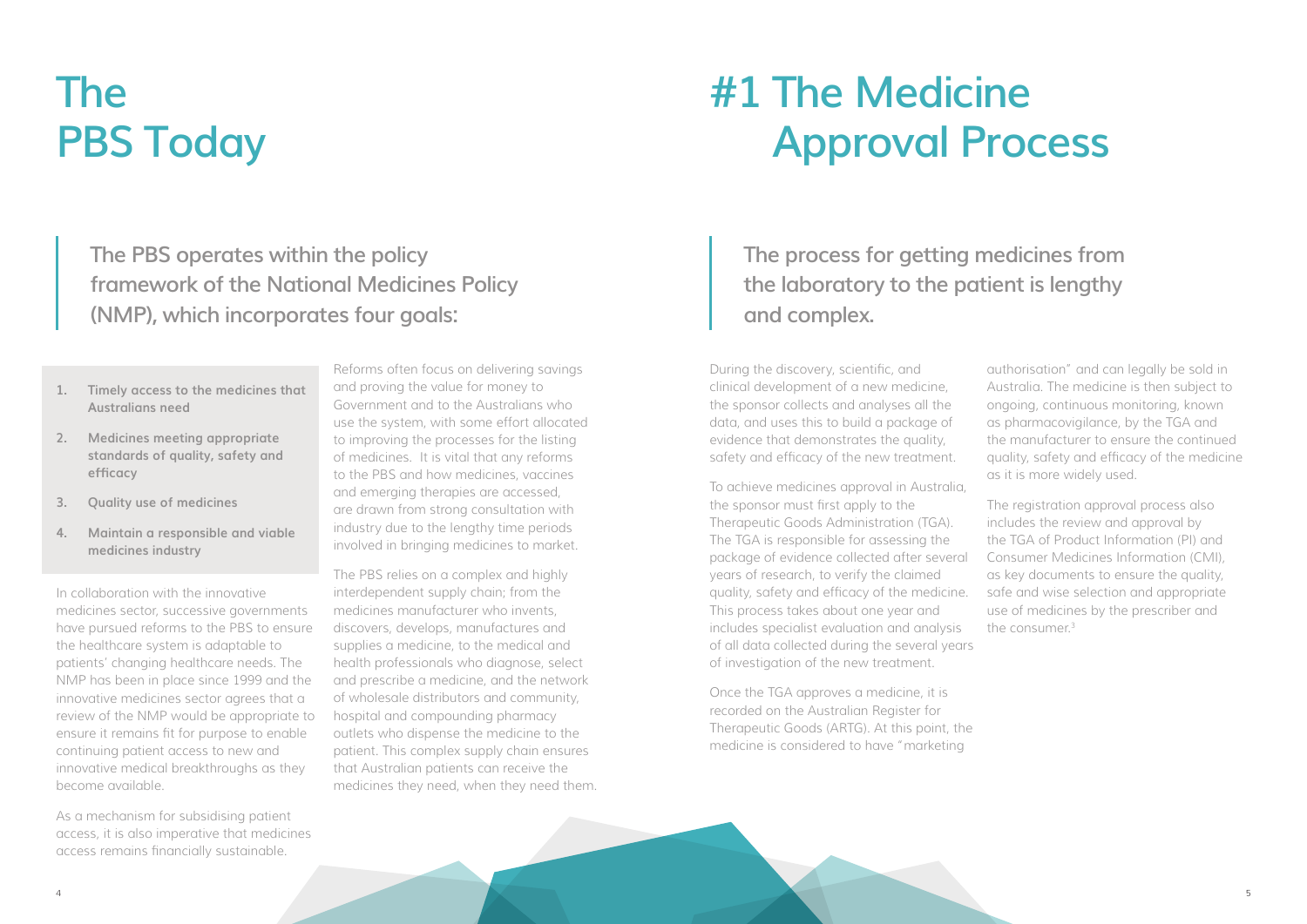# The PBS Today

**The PBS operates within the policy framework of the National Medicines Policy (NMP), which incorporates four goals:**

1. **Timely access to the medicines that Australians need**
2. **Medicines meeting appropriate standards of quality, safety and efficacy**
3. **Quality use of medicines**
4. **Maintain a responsible and viable medicines industry**

In collaboration with the innovative medicines sector, successive governments have pursued reforms to the PBS to ensure the healthcare system is adaptable to patients' changing healthcare needs. The NMP has been in place since 1999 and the innovative medicines sector agrees that a review of the NMP would be appropriate to ensure it remains fit for purpose to enable continuing patient access to new and innovative medical breakthroughs as they become available.

As a mechanism for subsidising patient access, it is also imperative that medicines access remains financially sustainable.

Reforms often focus on delivering savings and proving the value for money to Government and to the Australians who use the system, with some effort allocated to improving the processes for the listing of medicines. It is vital that any reforms to the PBS and how medicines, vaccines and emerging therapies are accessed, are drawn from strong consultation with industry due to the lengthy time periods involved in bringing medicines to market.

The PBS relies on a complex and highly interdependent supply chain; from the medicines manufacturer who invents, discovers, develops, manufactures and supplies a medicine, to the medical and health professionals who diagnose, select and prescribe a medicine, and the network of wholesale distributors and community, hospital and compounding pharmacy outlets who dispense the medicine to the patient. This complex supply chain ensures that Australian patients can receive the medicines they need, when they need them.

# #1 The Medicine Approval Process

**The process for getting medicines from the laboratory to the patient is lengthy and complex.**

During the discovery, scientific, and clinical development of a new medicine, the sponsor collects and analyses all the data, and uses this to build a package of evidence that demonstrates the quality, safety and efficacy of the new treatment.

To achieve medicines approval in Australia, the sponsor must first apply to the Therapeutic Goods Administration (TGA). The TGA is responsible for assessing the package of evidence collected after several years of research, to verify the claimed quality, safety and efficacy of the medicine. This process takes about one year and includes specialist evaluation and analysis of all data collected during the several years of investigation of the new treatment.

Once the TGA approves a medicine, it is recorded on the Australian Register for Therapeutic Goods (ARTG). At this point, the medicine is considered to have "marketing authorisation" and can legally be sold in Australia. The medicine is then subject to ongoing, continuous monitoring, known as pharmacovigilance, by the TGA and the manufacturer to ensure the continued quality, safety and efficacy of the medicine as it is more widely used.

The registration approval process also includes the review and approval by the TGA of Product Information (PI) and Consumer Medicines Information (CMI), as key documents to ensure the quality, safe and wise selection and appropriate use of medicines by the prescriber and the consumer.[3]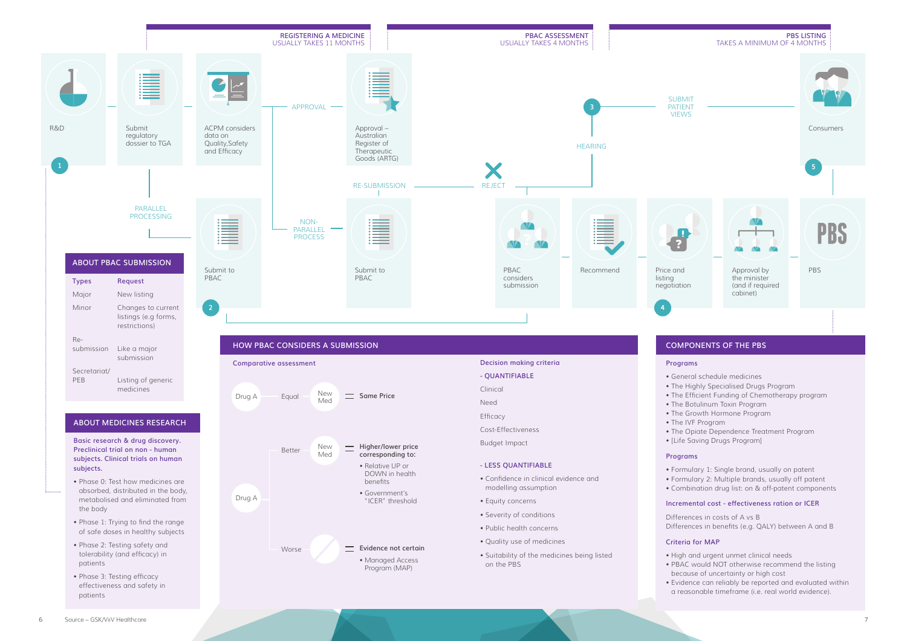## REGISTERING A MEDICINE
USUALLY TAKES 11 MONTHS

## PBAC ASSESSMENT
USUALLY TAKES 4 MONTHS

## PBS LISTING
TAKES A MINIMUM OF 4 MONTHS

1. R&D
- Submit regulatory dossier to TGA
- ACPM considers data on Quality,Safety and Efficacy
- APPROVAL → Approval – Australian Register of Therapeutic Goods (ARTG)
- PARALLEL PROCESSING
- NON-PARALLEL PROCESS

2. Submit to PBAC
- Submit to PBAC
- RE-SUBMISSION
- REJECT
- PBAC considers submission
- Recommend

3. HEARING
- SUBMIT PATIENT VIEWS

4. Price and listing negotiation
- Approval by the minister (and if required cabinet)

5. Consumers
- PBS

## ABOUT PBAC SUBMISSION

| Types | Request |
|---|---|
| Major | New listing |
| Minor | Changes to current listings (e.g forms, restrictions) |
| Re-submission | Like a major submission |
| Secretariat/ PEB | Listing of generic medicines |

## ABOUT MEDICINES RESEARCH

**Basic research & drug discovery. Preclinical trial on non - human subjects. Clinical trials on human subjects.**

- Phase 0: Test how medicines are absorbed, distributed in the body, metabolised and eliminated from the body
- Phase 1: Trying to find the range of safe doses in healthy subjects
- Phase 2: Testing safety and tolerability (and efficacy) in patients
- Phase 3: Testing efficacy effectiveness and safety in patients

## HOW PBAC CONSIDERS A SUBMISSION

### Comparative assessment

- Drug A — Equal — New Med = **Same Price**
- Drug A — Better — New Med = **Higher/lower price corresponding to:**
  - Relative UP or DOWN in health benefits
  - Government's "ICER" threshold
- Drug A — Worse = **Evidence not certain**
  - Managed Access Program (MAP)

### Decision making criteria

**- QUANTIFIABLE**

- Clinical
- Need
- Efficacy
- Cost-Effectiveness
- Budget Impact

**- LESS QUANTIFIABLE**

- Confidence in clinical evidence and modelling assumption
- Equity concerns
- Severity of conditions
- Public health concerns
- Quality use of medicines
- Suitability of the medicines being listed on the PBS

## COMPONENTS OF THE PBS

### Programs

- General schedule medicines
- The Highly Specialised Drugs Program
- The Efficient Funding of Chemotherapy program
- The Botulinum Toxin Program
- The Growth Hormone Program
- The IVF Program
- The Opiate Dependence Treatment Program
- [Life Saving Drugs Program]

### Programs

- Formulary 1: Single brand, usually on patent
- Formulary 2: Multiple brands, usually off patent
- Combination drug list: on & off-patent components

### Incremental cost - effectiveness ration or ICER

Differences in costs of A vs B
Differences in benefits (e.g. QALY) between A and B

### Criteria for MAP

- High and urgent unmet clinical needs
- PBAC would NOT otherwise recommend the listing because of uncertainty or high cost
- Evidence can reliably be reported and evaluated within a reasonable timeframe (i.e. real world evidence).

Source – GSK/ViiV Healthcare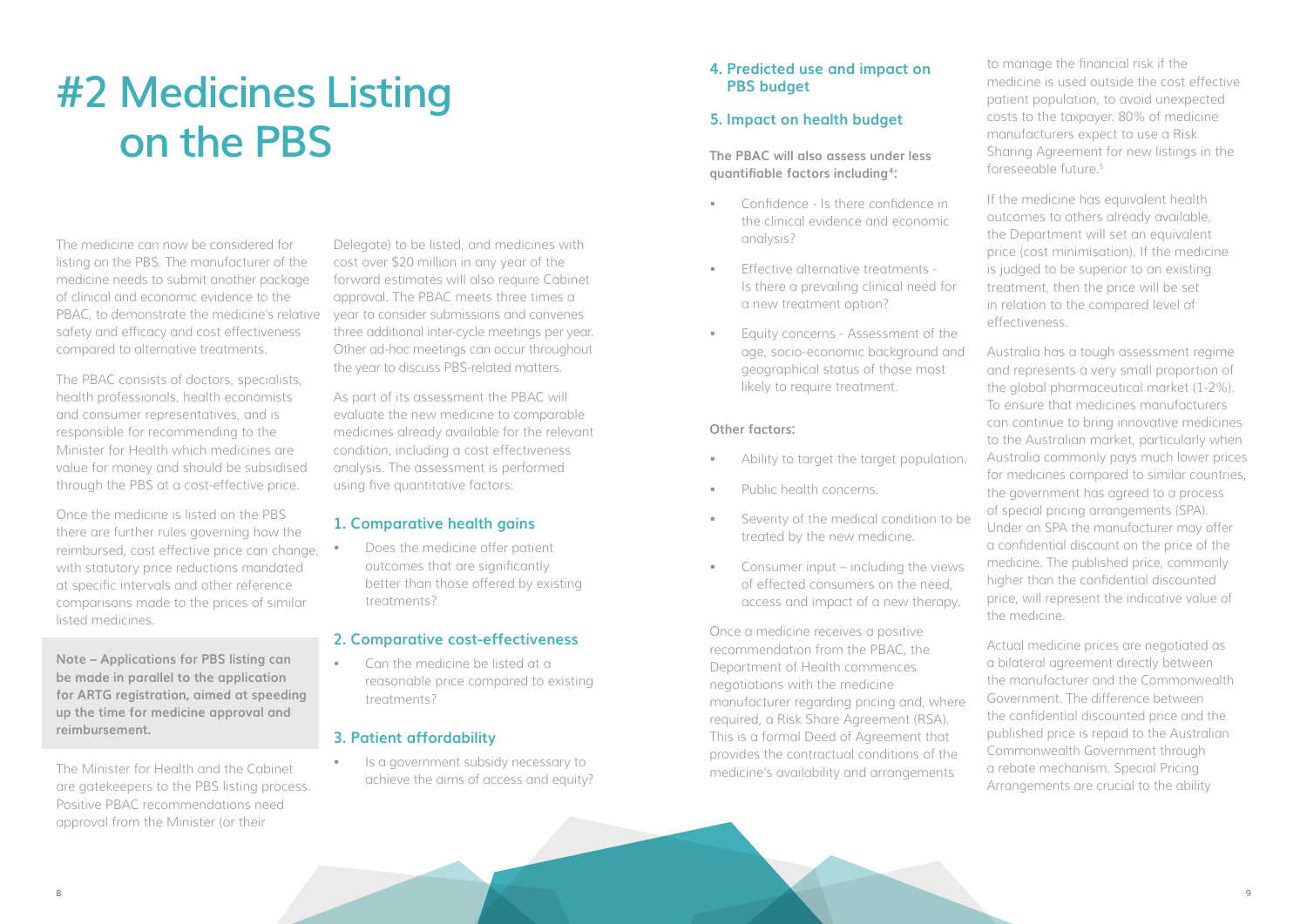# #2 Medicines Listing on the PBS

The medicine can now be considered for listing on the PBS. The manufacturer of the medicine needs to submit another package of clinical and economic evidence to the PBAC, to demonstrate the medicine's relative safety and efficacy and cost effectiveness compared to alternative treatments.

The PBAC consists of doctors, specialists, health professionals, health economists and consumer representatives, and is responsible for recommending to the Minister for Health which medicines are value for money and should be subsidised through the PBS at a cost-effective price.

Once the medicine is listed on the PBS there are further rules governing how the reimbursed, cost effective price can change, with statutory price reductions mandated at specific intervals and other reference comparisons made to the prices of similar listed medicines.

**Note – Applications for PBS listing can be made in parallel to the application for ARTG registration, aimed at speeding up the time for medicine approval and reimbursement.**

The Minister for Health and the Cabinet are gatekeepers to the PBS listing process. Positive PBAC recommendations need approval from the Minister (or their Delegate) to be listed, and medicines with cost over $20 million in any year of the forward estimates will also require Cabinet approval. The PBAC meets three times a year to consider submissions and convenes three additional inter-cycle meetings per year. Other ad-hoc meetings can occur throughout the year to discuss PBS-related matters.

As part of its assessment the PBAC will evaluate the new medicine to comparable medicines already available for the relevant condition, including a cost effectiveness analysis. The assessment is performed using five quantitative factors:

### 1. Comparative health gains

- Does the medicine offer patient outcomes that are significantly better than those offered by existing treatments?

### 2. Comparative cost-effectiveness

- Can the medicine be listed at a reasonable price compared to existing treatments?

### 3. Patient affordability

- Is a government subsidy necessary to achieve the aims of access and equity?

### 4. Predicted use and impact on PBS budget

### 5. Impact on health budget

**The PBAC will also assess under less quantifiable factors including[4]:**

- Confidence - Is there confidence in the clinical evidence and economic analysis?
- Effective alternative treatments - Is there a prevailing clinical need for a new treatment option?
- Equity concerns - Assessment of the age, socio-economic background and geographical status of those most likely to require treatment.

**Other factors:**

- Ability to target the target population.
- Public health concerns.
- Severity of the medical condition to be treated by the new medicine.
- Consumer input – including the views of effected consumers on the need, access and impact of a new therapy.

Once a medicine receives a positive recommendation from the PBAC, the Department of Health commences negotiations with the medicine manufacturer regarding pricing and, where required, a Risk Share Agreement (RSA). This is a formal Deed of Agreement that provides the contractual conditions of the medicine's availability and arrangements to manage the financial risk if the medicine is used outside the cost effective patient population, to avoid unexpected costs to the taxpayer. 80% of medicine manufacturers expect to use a Risk Sharing Agreement for new listings in the foreseeable future.[5]

If the medicine has equivalent health outcomes to others already available, the Department will set an equivalent price (cost minimisation). If the medicine is judged to be superior to an existing treatment, then the price will be set in relation to the compared level of effectiveness.

Australia has a tough assessment regime and represents a very small proportion of the global pharmaceutical market (1-2%). To ensure that medicines manufacturers can continue to bring innovative medicines to the Australian market, particularly when Australia commonly pays much lower prices for medicines compared to similar countries, the government has agreed to a process of special pricing arrangements (SPA). Under an SPA the manufacturer may offer a confidential discount on the price of the medicine. The published price, commonly higher than the confidential discounted price, will represent the indicative value of the medicine.

Actual medicine prices are negotiated as a bilateral agreement directly between the manufacturer and the Commonwealth Government. The difference between the confidential discounted price and the published price is repaid to the Australian Commonwealth Government through a rebate mechanism. Special Pricing Arrangements are crucial to the ability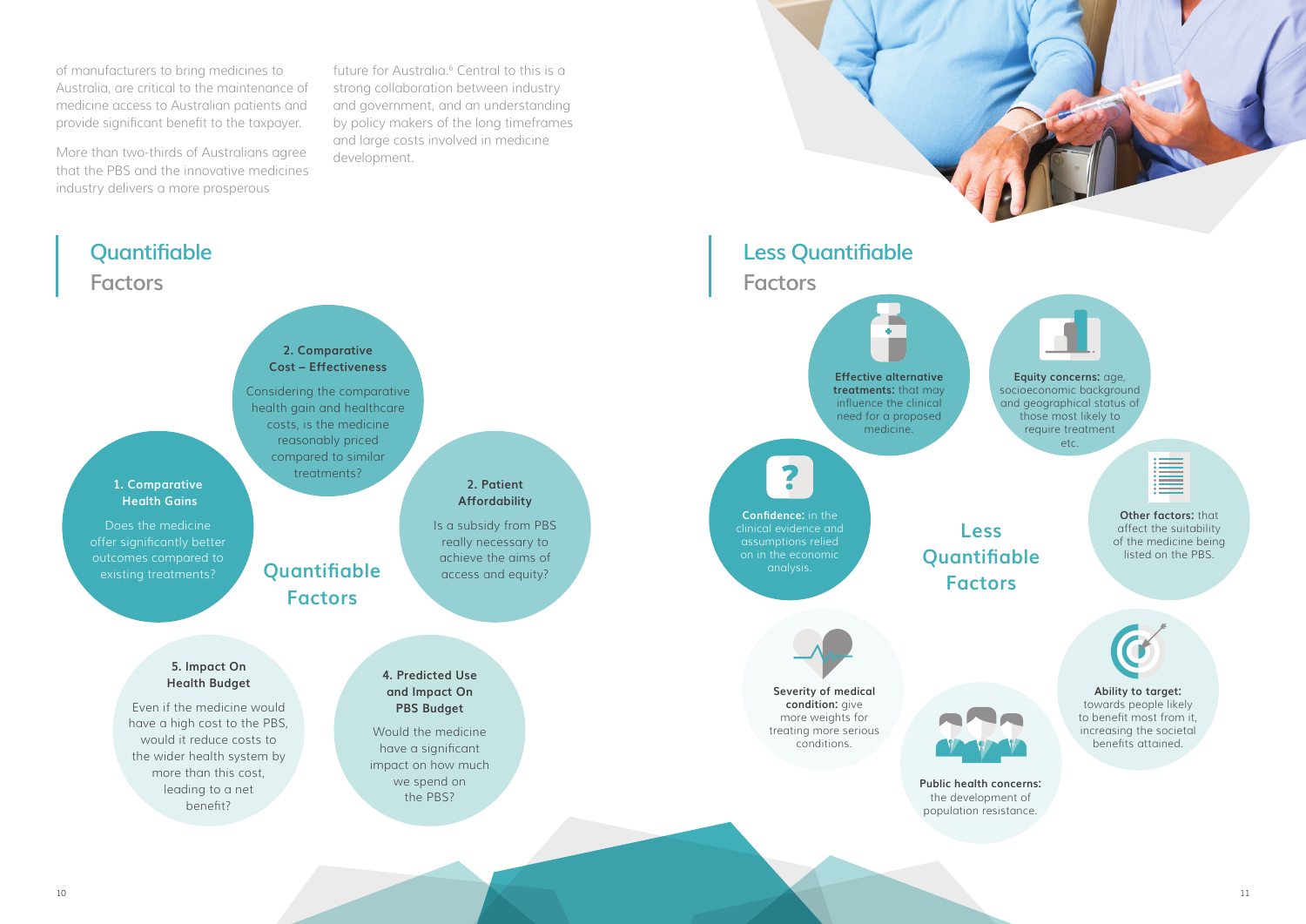of manufacturers to bring medicines to Australia, are critical to the maintenance of medicine access to Australian patients and provide significant benefit to the taxpayer.

More than two-thirds of Australians agree that the PBS and the innovative medicines industry delivers a more prosperous future for Australia.[6] Central to this is a strong collaboration between industry and government, and an understanding by policy makers of the long timeframes and large costs involved in medicine development.

## Quantifiable Factors

**1. Comparative Health Gains**

Does the medicine offer significantly better outcomes compared to existing treatments?

**2. Comparative Cost – Effectiveness**

Considering the comparative health gain and healthcare costs, is the medicine reasonably priced compared to similar treatments?

**2. Patient Affordability**

Is a subsidy from PBS really necessary to achieve the aims of access and equity?

**4. Predicted Use and Impact On PBS Budget**

Would the medicine have a significant impact on how much we spend on the PBS?

**5. Impact On Health Budget**

Even if the medicine would have a high cost to the PBS, would it reduce costs to the wider health system by more than this cost, leading to a net benefit?

## Less Quantifiable Factors

**Effective alternative treatments:** that may influence the clinical need for a proposed medicine.

**Equity concerns:** age, socioeconomic background and geographical status of those most likely to require treatment etc.

**Confidence:** in the clinical evidence and assumptions relied on in the economic analysis.

**Other factors:** that affect the suitability of the medicine being listed on the PBS.

**Severity of medical condition:** give more weights for treating more serious conditions.

**Public health concerns:** the development of population resistance.

**Ability to target:** towards people likely to benefit most from it, increasing the societal benefits attained.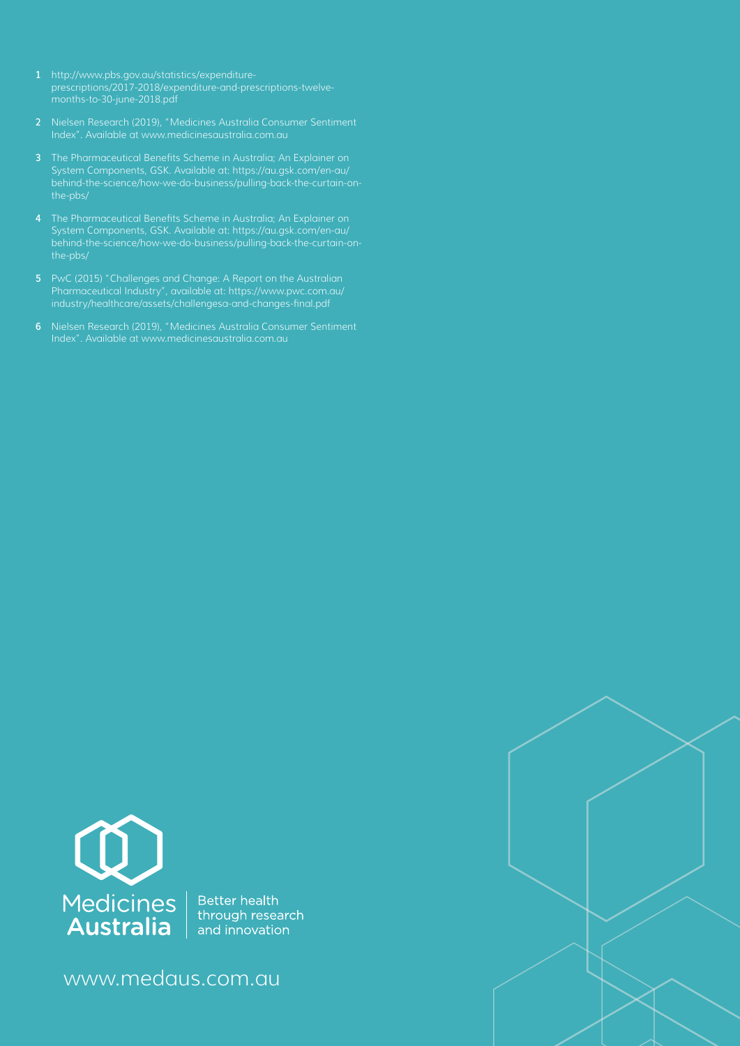1. http://www.pbs.gov.au/statistics/expenditure-prescriptions/2017-2018/expenditure-and-prescriptions-twelve-months-to-30-june-2018.pdf
2. Nielsen Research (2019), "Medicines Australia Consumer Sentiment Index". Available at www.medicinesaustralia.com.au
3. The Pharmaceutical Benefits Scheme in Australia; An Explainer on System Components, GSK. Available at: https://au.gsk.com/en-au/behind-the-science/how-we-do-business/pulling-back-the-curtain-on-the-pbs/
4. The Pharmaceutical Benefits Scheme in Australia; An Explainer on System Components, GSK. Available at: https://au.gsk.com/en-au/behind-the-science/how-we-do-business/pulling-back-the-curtain-on-the-pbs/
5. PwC (2015) "Challenges and Change: A Report on the Australian Pharmaceutical Industry", available at: https://www.pwc.com.au/industry/healthcare/assets/challengesa-and-changes-final.pdf
6. Nielsen Research (2019), "Medicines Australia Consumer Sentiment Index". Available at www.medicinesaustralia.com.au

Medicines Australia

Better health through research and innovation

www.medaus.com.au